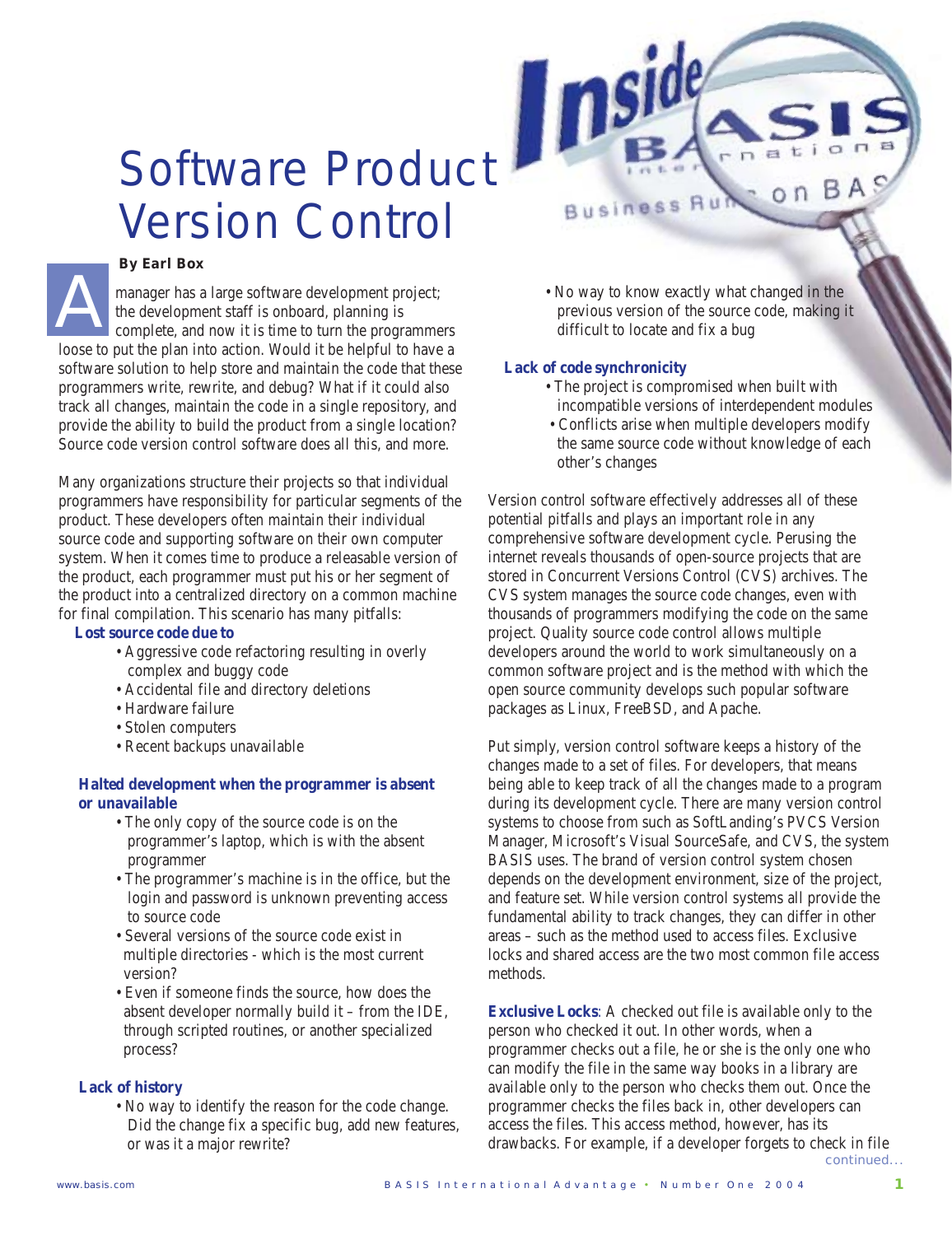# Software Product Version Control

**By Earl Box**

A manager has a large software development project; the development staff is onboard, planning is complete, and now it is time to turn the programmers loose to put the plan into action. Would it be helpful to have a software solution to help store and maintain the code that these programmers write, rewrite, and debug? What if it could also track all changes, maintain the code in a single repository, and provide the ability to build the product from a single location? Source code version control software does all this, and more.

Many organizations structure their projects so that individual programmers have responsibility for particular segments of the product. These developers often maintain their individual source code and supporting software on their own computer system. When it comes time to produce a releasable version of the product, each programmer must put his or her segment of the product into a centralized directory on a common machine for final compilation. This scenario has many pitfalls:

**Lost source code due to**

- Aggressive code refactoring resulting in overly complex and buggy code
- Accidental file and directory deletions
- Hardware failure
- Stolen computers
- Recent backups unavailable

**Halted development when the programmer is absent or unavailable**

- The only copy of the source code is on the programmer's laptop, which is with the absent programmer
- The programmer's machine is in the office, but the login and password is unknown preventing access to source code
- Several versions of the source code exist in multiple directories - which is the most current version?
- Even if someone finds the source, how does the absent developer normally build it – from the IDE, through scripted routines, or another specialized process?

**Lack of history**

- No way to identify the reason for the code change. Did the change fix a specific bug, add new features, or was it a major rewrite?
- No way to know exactly what changed in the previous version of the source code, making it difficult to locate and fix a bug

**Lack of code synchronicity**

- The project is compromised when built with incompatible versions of interdependent modules
- Conflicts arise when multiple developers modify the same source code without knowledge of each other's changes

Version control software effectively addresses all of these potential pitfalls and plays an important role in any comprehensive software development cycle. Perusing the internet reveals thousands of open-source projects that are stored in Concurrent Versions Control (CVS) archives. The CVS system manages the source code changes, even with thousands of programmers modifying the code on the same project. Quality source code control allows multiple developers around the world to work simultaneously on a common software project and is the method with which the open source community develops such popular software packages as Linux, FreeBSD, and Apache.

Put simply, version control software keeps a history of the changes made to a set of files. For developers, that means being able to keep track of all the changes made to a program during its development cycle. There are many version control systems to choose from such as SoftLanding's PVCS Version Manager, Microsoft's Visual SourceSafe, and CVS, the system BASIS uses. The brand of version control system chosen depends on the development environment, size of the project, and feature set. While version control systems all provide the fundamental ability to track changes, they can differ in other areas – such as the method used to access files. Exclusive locks and shared access are the two most common file access methods.

**Exclusive Locks**: A checked out file is available only to the person who checked it out. In other words, when a programmer checks out a file, he or she is the only one who can modify the file in the same way books in a library are available only to the person who checks them out. Once the programmer checks the files back in, other developers can access the files. This access method, however, has its drawbacks. For example, if a developer forgets to check in file

continued...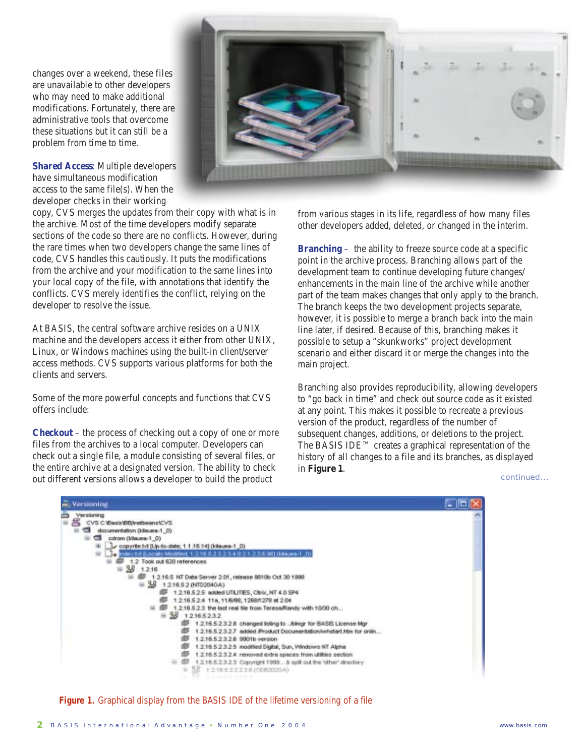changes over a weekend, these files are unavailable to other developers who may need to make additional modifications. Fortunately, there are administrative tools that overcome these situations but it can still be a problem from time to time.

**Shared Access**: Multiple developers have simultaneous modification access to the same file(s). When the developer checks in their working copy, CVS merges the updates from their copy with what is in the archive. Most of the time developers modify separate sections of the code so there are no conflicts. However, during the rare times when two developers change the same lines of code, CVS handles this cautiously. It puts the modifications from the archive and your modification to the same lines into your local copy of the file, with annotations that identify the conflicts. CVS merely identifies the conflict, relying on the developer to resolve the issue.

At BASIS, the central software archive resides on a UNIX machine and the developers access it either from other UNIX, Linux, or Windows machines using the built-in client/server access methods. CVS supports various platforms for both the clients and servers.

Some of the more powerful concepts and functions that CVS offers include:

**Checkout** – the process of checking out a copy of one or more files from the archives to a local computer. Developers can check out a single file, a module consisting of several files, or the entire archive at a designated version. The ability to check out different versions allows a developer to build the product from various stages in its life, regardless of how many files other developers added, deleted, or changed in the interim.

**Branching** – the ability to freeze source code at a specific point in the archive process. Branching allows part of the development team to continue developing future changes/enhancements in the main line of the archive while another part of the team makes changes that only apply to the branch. The branch keeps the two development projects separate, however, it is possible to merge a branch back into the main line later, if desired. Because of this, branching makes it possible to setup a "skunkworks" project development scenario and either discard it or merge the changes into the main project.

Branching also provides reproducibility, allowing developers to "go back in time" and check out source code as it existed at any point. This makes it possible to recreate a previous version of the product, regardless of the number of subsequent changes, additions, or deletions to the project. The BASIS IDE™ creates a graphical representation of the history of all changes to a file and its branches, as displayed in **Figure 1**.

continued...

**Figure 1.** Graphical display from the BASIS IDE of the lifetime versioning of a file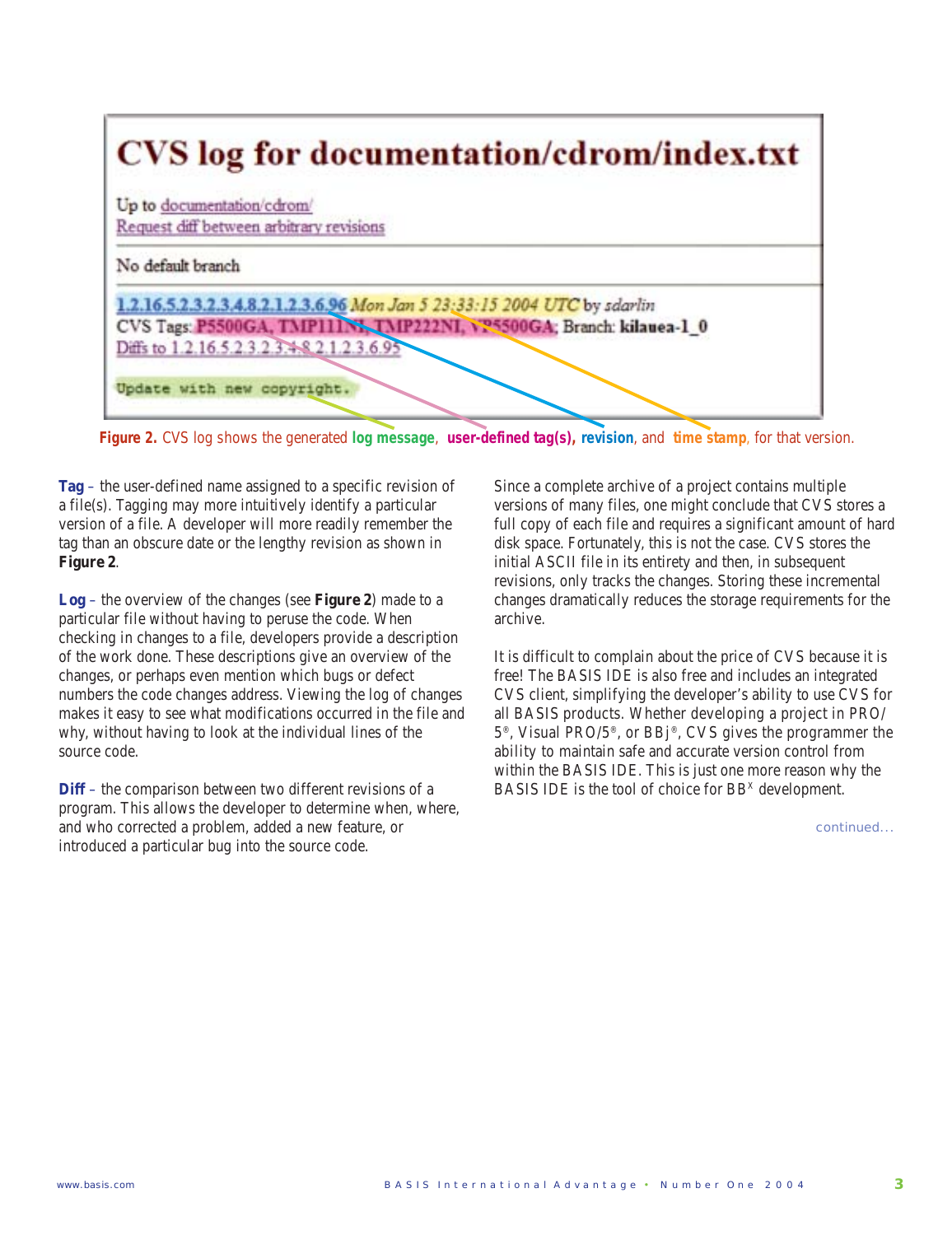# CVS log for documentation/cdrom/index.txt

Up to documentation/cdrom/
Request diff between arbitrary revisions

No default branch

1.2.16.5.2.3.2.3.4.8.2.1.2.3.6.96 *Mon Jan 5 23:33:15 2004 UTC* by *sdarlin*
CVS Tags: P5500GA, TMP111NI, TMP222NI, VP5500GA; Branch: **kilauea-1_0**
Diffs to 1.2.16.5.2.3.2.3.4.8.2.1.2.3.6.95

```
Update with new copyright.
```

**Figure 2.** CVS log shows the generated **log message**, **user-defined tag(s),** **revision**, and **time stamp**, for that version.

**Tag** – the user-defined name assigned to a specific revision of a file(s). Tagging may more intuitively identify a particular version of a file. A developer will more readily remember the tag than an obscure date or the lengthy revision as shown in **Figure 2**.

**Log** – the overview of the changes (see **Figure 2**) made to a particular file without having to peruse the code. When checking in changes to a file, developers provide a description of the work done. These descriptions give an overview of the changes, or perhaps even mention which bugs or defect numbers the code changes address. Viewing the log of changes makes it easy to see what modifications occurred in the file and why, without having to look at the individual lines of the source code.

**Diff** – the comparison between two different revisions of a program. This allows the developer to determine when, where, and who corrected a problem, added a new feature, or introduced a particular bug into the source code.

Since a complete archive of a project contains multiple versions of many files, one might conclude that CVS stores a full copy of each file and requires a significant amount of hard disk space. Fortunately, this is not the case. CVS stores the initial ASCII file in its entirety and then, in subsequent revisions, only tracks the changes. Storing these incremental changes dramatically reduces the storage requirements for the archive.

It is difficult to complain about the price of CVS because it is free! The BASIS IDE is also free and includes an integrated CVS client, simplifying the developer's ability to use CVS for all BASIS products. Whether developing a project in PRO/5®, Visual PRO/5®, or BBj®, CVS gives the programmer the ability to maintain safe and accurate version control from within the BASIS IDE. This is just one more reason why the BASIS IDE is the tool of choice for BB$^{x}$ development.

continued...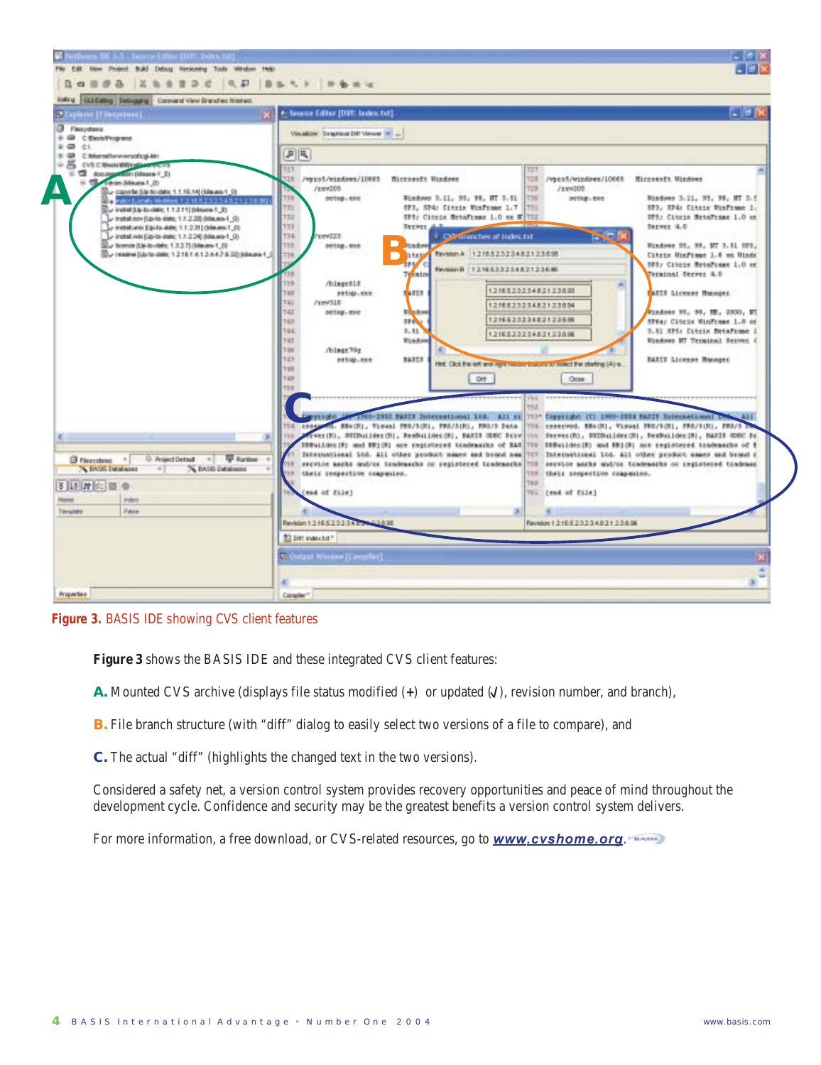**Figure 3.** BASIS IDE showing CVS client features

**Figure 3** shows the BASIS IDE and these integrated CVS client features:

**A.** Mounted CVS archive (displays file status modified (+) or updated (√), revision number, and branch),

**B.** File branch structure (with "diff" dialog to easily select two versions of a file to compare), and

**C.** The actual "diff" (highlights the changed text in the two versions).

Considered a safety net, a version control system provides recovery opportunities and peace of mind throughout the development cycle. Confidence and security may be the greatest benefits a version control system delivers.

For more information, a free download, or CVS-related resources, go to ***www.cvshome.org***.